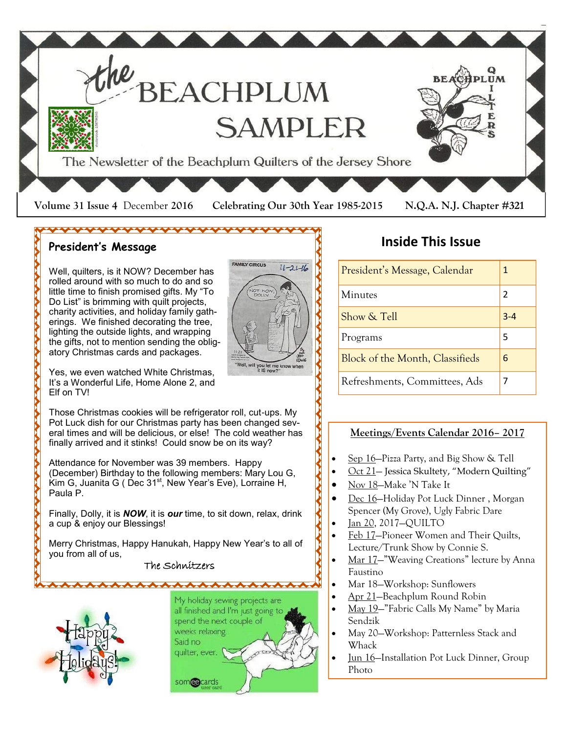# the BEACHPLUM SAMPLER

The Newsletter of the Beachplum Quilters of the Jersey Shore

**Volume 31 Issue 4** December **2016** **Celebrating Our 30th Year 1985-2015** **N.Q.A. N.J. Chapter #321**

## President's Message

Well, quilters, is it NOW? December has rolled around with so much to do and so little time to finish promised gifts. My "To Do List" is brimming with quilt projects, charity activities, and holiday family gatherings. We finished decorating the tree, lighting the outside lights, and wrapping the gifts, not to mention sending the obligatory Christmas cards and packages.

Yes, we even watched White Christmas, It's a Wonderful Life, Home Alone 2, and Elf on TV!

Those Christmas cookies will be refrigerator roll, cut-ups. My Pot Luck dish for our Christmas party has been changed several times and will be delicious, or else! The cold weather has finally arrived and it stinks! Could snow be on its way?

Attendance for November was 39 members. Happy (December) Birthday to the following members: Mary Lou G, Kim G, Juanita G ( Dec 31st, New Year's Eve), Lorraine H, Paula P.

Finally, Dolly, it is ***NOW***, it is ***our*** time, to sit down, relax, drink a cup & enjoy our Blessings!

Merry Christmas, Happy Hanukah, Happy New Year's to all of you from all of us,

The Schnitzers

## Inside This Issue

| | |
|---|---|
| President's Message, Calendar | 1 |
| Minutes | 2 |
| Show & Tell | 3-4 |
| Programs | 5 |
| Block of the Month, Classifieds | 6 |
| Refreshments, Committees, Ads | 7 |

## Meetings/Events Calendar 2016– 2017

- Sep 16—Pizza Party, and Big Show & Tell
- Oct 21— Jessica Skultety, "Modern Quilting"
- Nov 18—Make 'N Take It
- Dec 16—Holiday Pot Luck Dinner , Morgan Spencer (My Grove), Ugly Fabric Dare
- Jan 20, 2017—QUILTO
- Feb 17—Pioneer Women and Their Quilts, Lecture/Trunk Show by Connie S.
- Mar 17—"Weaving Creations" lecture by Anna Faustino
- Mar 18—Workshop: Sunflowers
- Apr 21—Beachplum Round Robin
- May 19—"Fabric Calls My Name" by Maria Sendzik
- May 20—Workshop: Patternless Stack and Whack
- Jun 16—Installation Pot Luck Dinner, Group Photo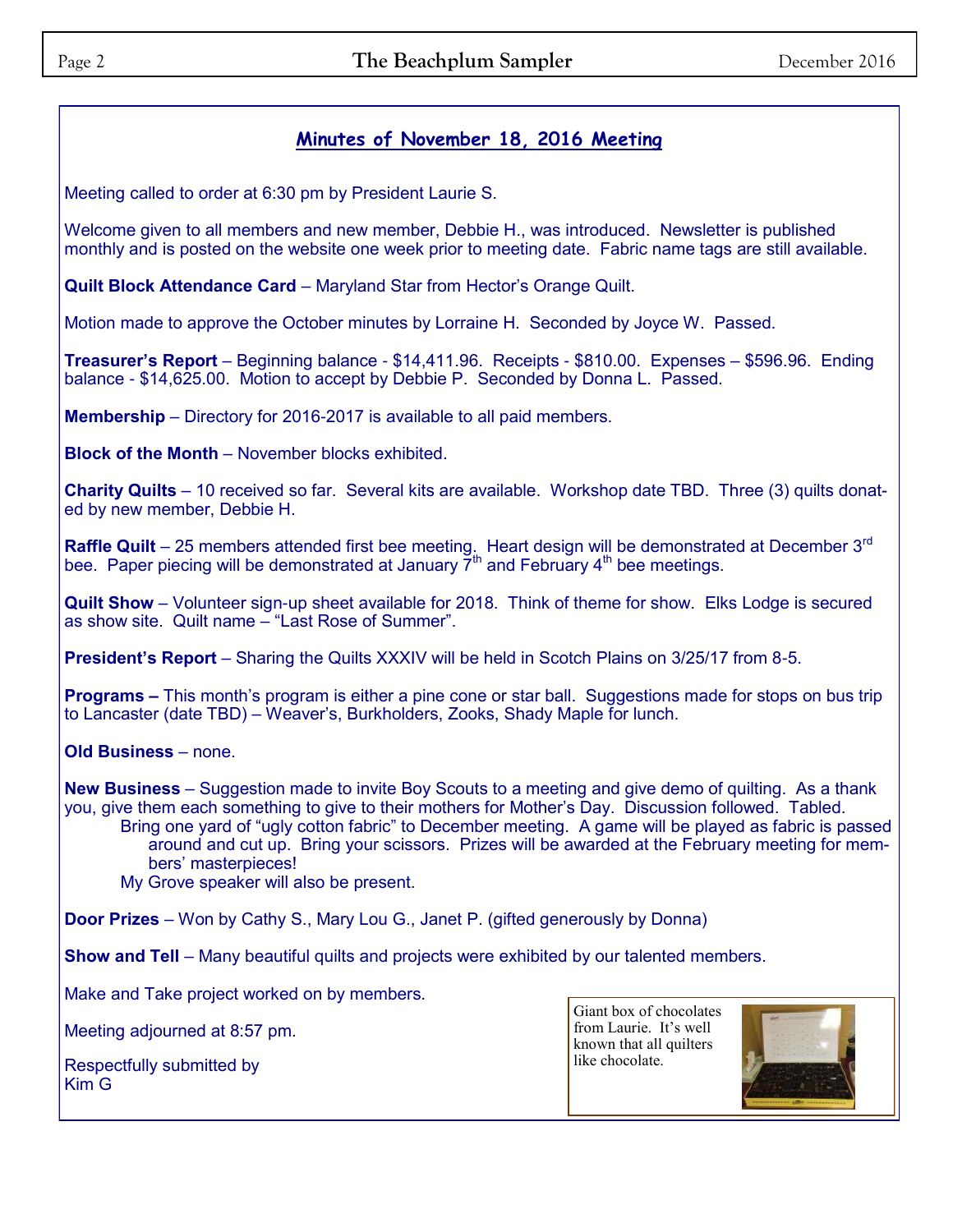## Minutes of November 18, 2016 Meeting

Meeting called to order at 6:30 pm by President Laurie S.

Welcome given to all members and new member, Debbie H., was introduced. Newsletter is published monthly and is posted on the website one week prior to meeting date. Fabric name tags are still available.

**Quilt Block Attendance Card** – Maryland Star from Hector's Orange Quilt.

Motion made to approve the October minutes by Lorraine H. Seconded by Joyce W. Passed.

**Treasurer's Report** – Beginning balance - $14,411.96. Receipts - $810.00. Expenses – $596.96. Ending balance - $14,625.00. Motion to accept by Debbie P. Seconded by Donna L. Passed.

**Membership** – Directory for 2016-2017 is available to all paid members.

**Block of the Month** – November blocks exhibited.

**Charity Quilts** – 10 received so far. Several kits are available. Workshop date TBD. Three (3) quilts donated by new member, Debbie H.

**Raffle Quilt** – 25 members attended first bee meeting. Heart design will be demonstrated at December 3rd bee. Paper piecing will be demonstrated at January 7th and February 4th bee meetings.

**Quilt Show** – Volunteer sign-up sheet available for 2018. Think of theme for show. Elks Lodge is secured as show site. Quilt name – "Last Rose of Summer".

**President's Report** – Sharing the Quilts XXXIV will be held in Scotch Plains on 3/25/17 from 8-5.

**Programs –** This month's program is either a pine cone or star ball. Suggestions made for stops on bus trip to Lancaster (date TBD) – Weaver's, Burkholders, Zooks, Shady Maple for lunch.

**Old Business** – none.

**New Business** – Suggestion made to invite Boy Scouts to a meeting and give demo of quilting. As a thank you, give them each something to give to their mothers for Mother's Day. Discussion followed. Tabled.

Bring one yard of "ugly cotton fabric" to December meeting. A game will be played as fabric is passed around and cut up. Bring your scissors. Prizes will be awarded at the February meeting for members' masterpieces!

My Grove speaker will also be present.

**Door Prizes** – Won by Cathy S., Mary Lou G., Janet P. (gifted generously by Donna)

**Show and Tell** – Many beautiful quilts and projects were exhibited by our talented members.

Make and Take project worked on by members.

Meeting adjourned at 8:57 pm.

Respectfully submitted by
Kim G

Giant box of chocolates from Laurie. It's well known that all quilters like chocolate.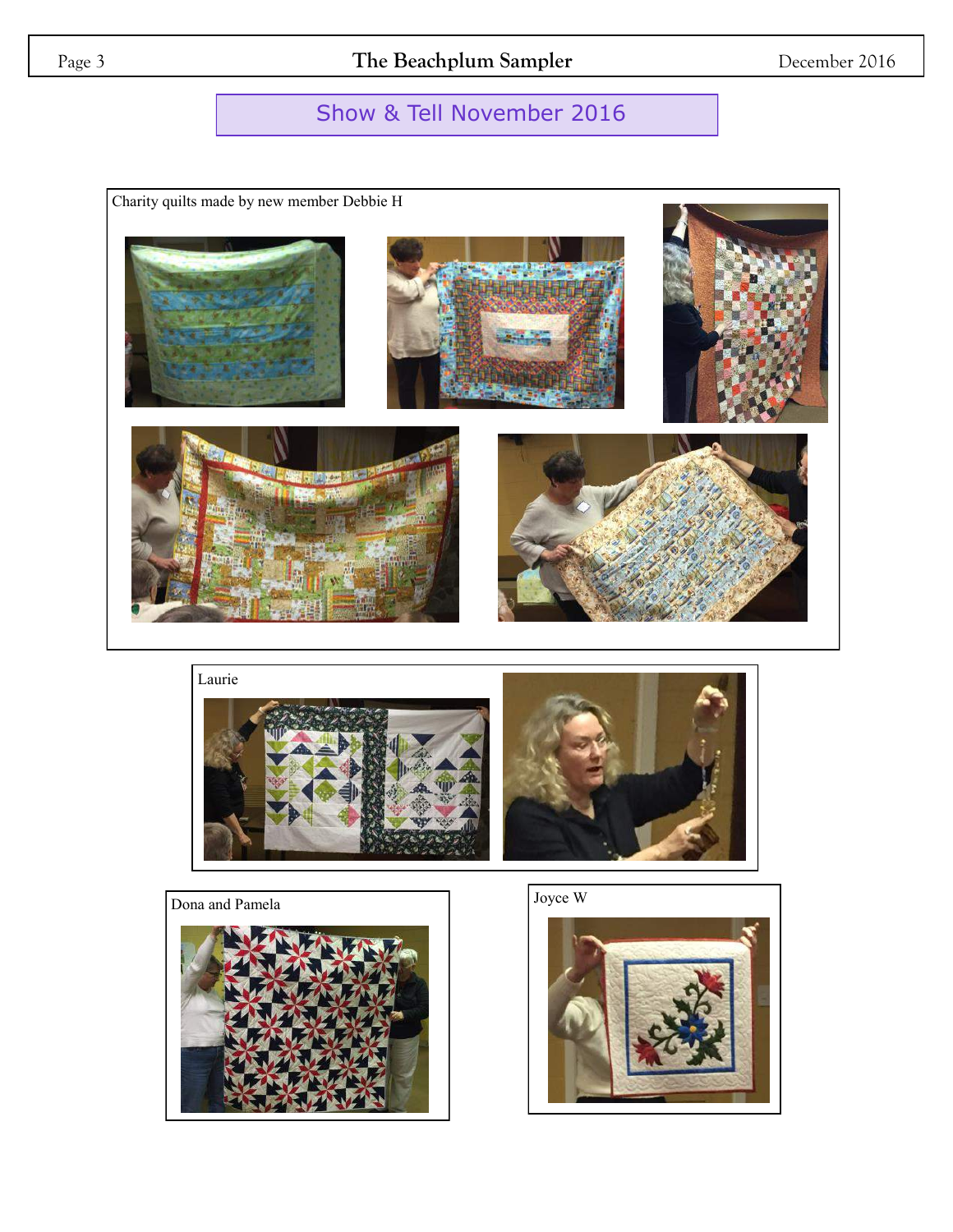## Show & Tell November 2016

Charity quilts made by new member Debbie H

Laurie

Dona and Pamela

Joyce W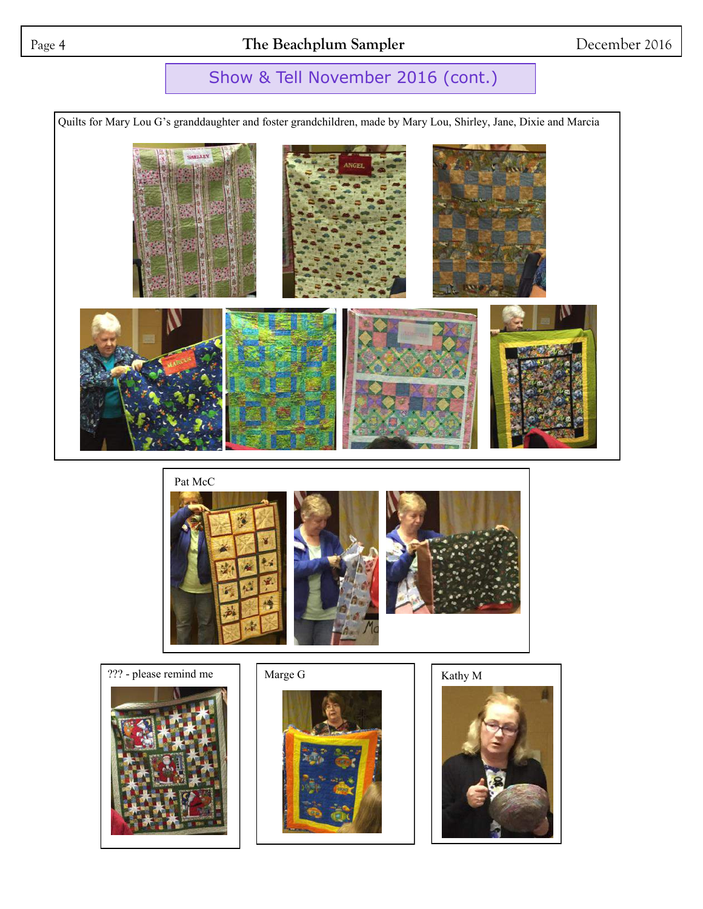## Show & Tell November 2016 (cont.)

Quilts for Mary Lou G's granddaughter and foster grandchildren, made by Mary Lou, Shirley, Jane, Dixie and Marcia

Pat McC

??? - please remind me

Marge G

Kathy M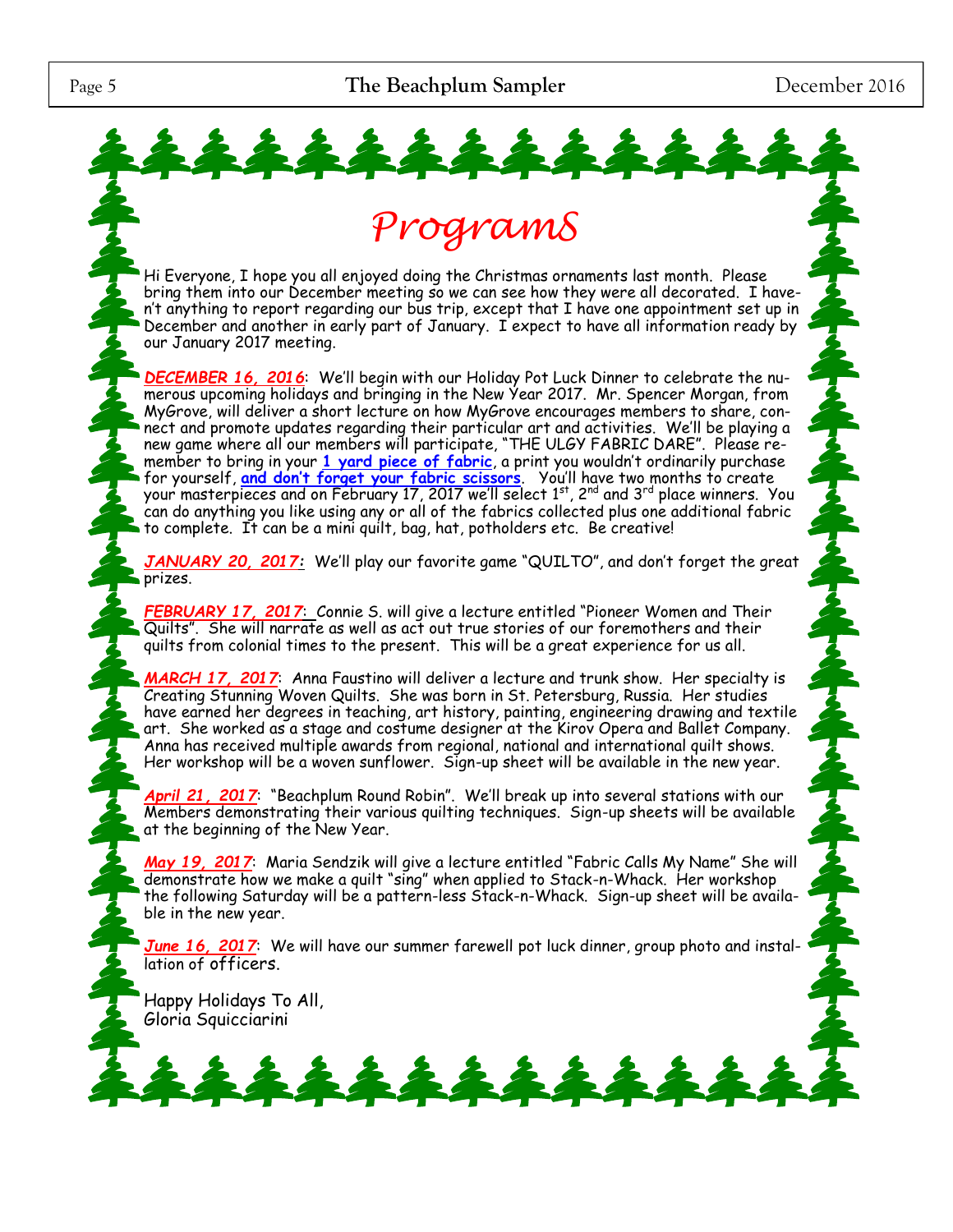# Programs

Hi Everyone, I hope you all enjoyed doing the Christmas ornaments last month. Please bring them into our December meeting so we can see how they were all decorated. I haven't anything to report regarding our bus trip, except that I have one appointment set up in December and another in early part of January. I expect to have all information ready by our January 2017 meeting.

***DECEMBER 16, 2016***: We'll begin with our Holiday Pot Luck Dinner to celebrate the numerous upcoming holidays and bringing in the New Year 2017. Mr. Spencer Morgan, from MyGrove, will deliver a short lecture on how MyGrove encourages members to share, connect and promote updates regarding their particular art and activities. We'll be playing a new game where all our members will participate, "THE ULGY FABRIC DARE". Please remember to bring in your **1 yard piece of fabric**, a print you wouldn't ordinarily purchase for yourself, **and don't forget your fabric scissors**. You'll have two months to create your masterpieces and on February 17, 2017 we'll select 1st, 2nd and 3rd place winners. You can do anything you like using any or all of the fabrics collected plus one additional fabric to complete. It can be a mini quilt, bag, hat, potholders etc. Be creative!

***JANUARY 20, 2017:*** We'll play our favorite game "QUILTO", and don't forget the great prizes.

***FEBRUARY 17, 2017***: Connie S. will give a lecture entitled "Pioneer Women and Their Quilts". She will narrate as well as act out true stories of our foremothers and their quilts from colonial times to the present. This will be a great experience for us all.

***MARCH 17, 2017***: Anna Faustino will deliver a lecture and trunk show. Her specialty is Creating Stunning Woven Quilts. She was born in St. Petersburg, Russia. Her studies have earned her degrees in teaching, art history, painting, engineering drawing and textile art. She worked as a stage and costume designer at the Kirov Opera and Ballet Company. Anna has received multiple awards from regional, national and international quilt shows. Her workshop will be a woven sunflower. Sign-up sheet will be available in the new year.

***April 21, 2017***: "Beachplum Round Robin". We'll break up into several stations with our Members demonstrating their various quilting techniques. Sign-up sheets will be available at the beginning of the New Year.

***May 19, 2017***: Maria Sendzik will give a lecture entitled "Fabric Calls My Name" She will demonstrate how we make a quilt "sing" when applied to Stack-n-Whack. Her workshop the following Saturday will be a pattern-less Stack-n-Whack. Sign-up sheet will be available in the new year.

***June 16, 2017***: We will have our summer farewell pot luck dinner, group photo and installation of officers.

Happy Holidays To All,
Gloria Squicciarini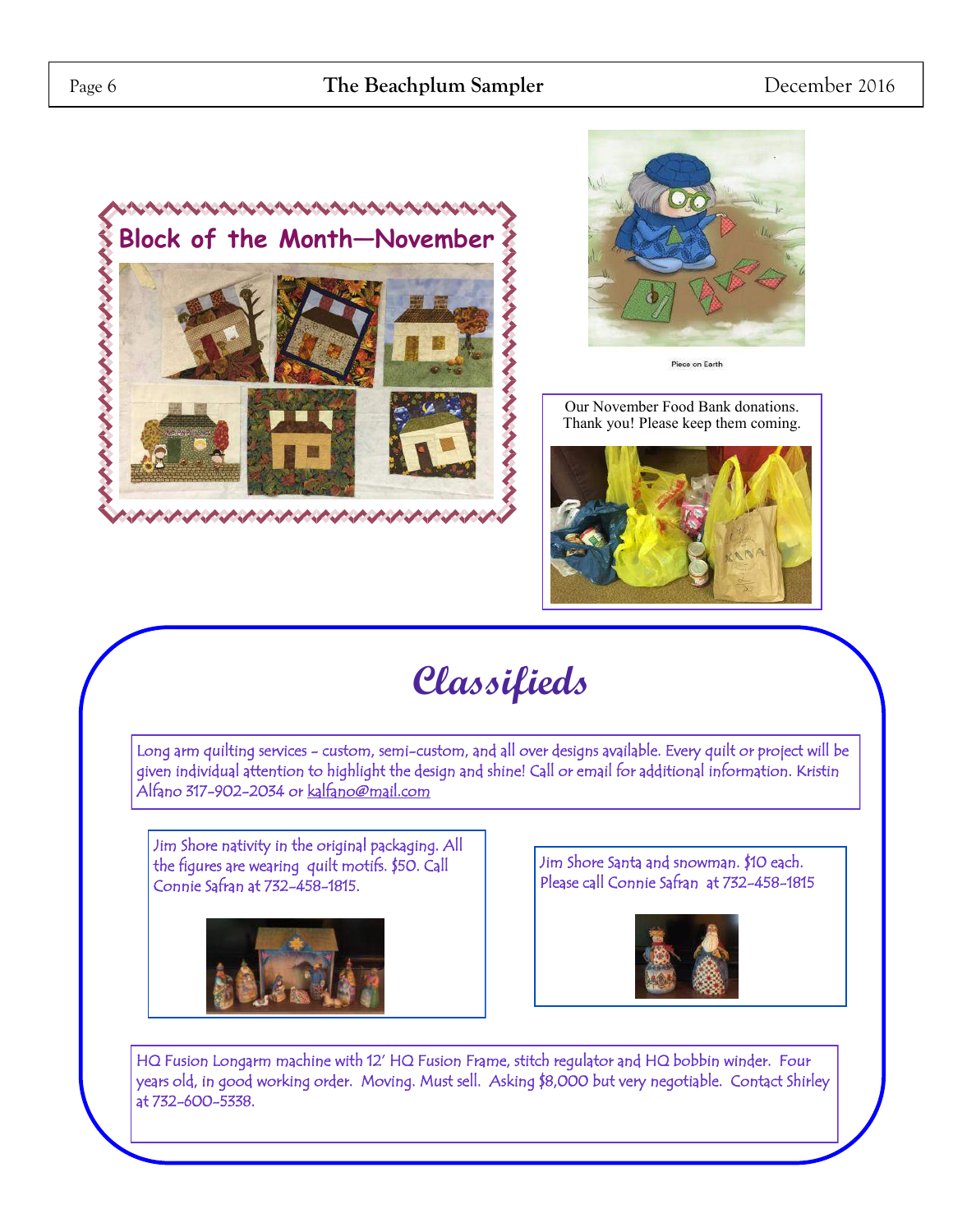## Block of the Month—November

Piece on Earth

Our November Food Bank donations. Thank you! Please keep them coming.

# Classifieds

Long arm quilting services - custom, semi-custom, and all over designs available. Every quilt or project will be given individual attention to highlight the design and shine! Call or email for additional information. Kristin Alfano 317-902-2034 or kalfano@mail.com

Jim Shore nativity in the original packaging. All the figures are wearing quilt motifs. $50. Call Connie Safran at 732-458-1815.

Jim Shore Santa and snowman. $10 each. Please call Connie Safran at 732-458-1815

HQ Fusion Longarm machine with 12' HQ Fusion Frame, stitch regulator and HQ bobbin winder. Four years old, in good working order. Moving. Must sell. Asking $8,000 but very negotiable. Contact Shirley at 732-600-5338.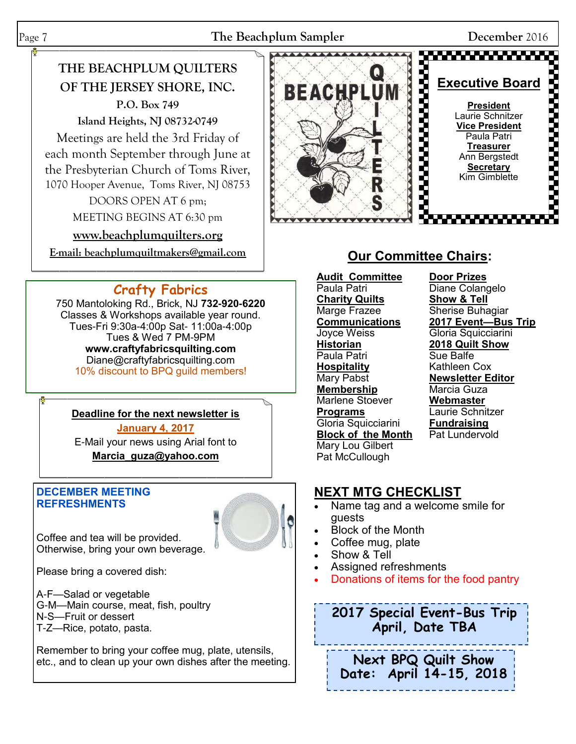THE BEACHPLUM QUILTERS
OF THE JERSEY SHORE, INC.

P.O. Box 749

Island Heights, NJ 08732-0749

Meetings are held the 3rd Friday of each month September through June at the Presbyterian Church of Toms River, 1070 Hooper Avenue, Toms River, NJ 08753

DOORS OPEN AT 6 pm;
MEETING BEGINS AT 6:30 pm

www.beachplumquilters.org

E-mail: beachplumquiltmakers@gmail.com

BEACHPLUM QUILTERS

## Executive Board

**President**
Laurie Schnitzer

**Vice President**
Paula Patri

**Treasurer**
Ann Bergstedt

**Secretary**
Kim Gimblette

## Crafty Fabrics

750 Mantoloking Rd., Brick, NJ **732-920-6220**
Classes & Workshops available year round.
Tues-Fri 9:30a-4:00p Sat- 11:00a-4:00p
Tues & Wed 7 PM-9PM
**www.craftyfabricsquilting.com**
Diane@craftyfabricsquilting.com
10% discount to BPQ guild members!

**Deadline for the next newsletter is**
**January 4, 2017**
E-Mail your news using Arial font to
**Marcia_guza@yahoo.com**

## Our Committee Chairs:

**Audit Committee**
Paula Patri

**Charity Quilts**
Marge Frazee

**Communications**
Joyce Weiss

**Historian**
Paula Patri

**Hospitality**
Mary Pabst

**Membership**
Marlene Stoever

**Programs**
Gloria Squicciarini

**Block of the Month**
Mary Lou Gilbert
Pat McCullough

**Door Prizes**
Diane Colangelo

**Show & Tell**
Sherise Buhagiar

**2017 Event—Bus Trip**
Gloria Squicciarini

**2018 Quilt Show**
Sue Balfe
Kathleen Cox

**Newsletter Editor**
Marcia Guza

**Webmaster**
Laurie Schnitzer

**Fundraising**
Pat Lundervold

## DECEMBER MEETING REFRESHMENTS

Coffee and tea will be provided. Otherwise, bring your own beverage.

Please bring a covered dish:

A-F—Salad or vegetable
G-M—Main course, meat, fish, poultry
N-S—Fruit or dessert
T-Z—Rice, potato, pasta.

Remember to bring your coffee mug, plate, utensils, etc., and to clean up your own dishes after the meeting.

## NEXT MTG CHECKLIST

- Name tag and a welcome smile for guests
- Block of the Month
- Coffee mug, plate
- Show & Tell
- Assigned refreshments
- Donations of items for the food pantry

**2017 Special Event-Bus Trip**
**April, Date TBA**

**Next BPQ Quilt Show**
**Date: April 14-15, 2018**